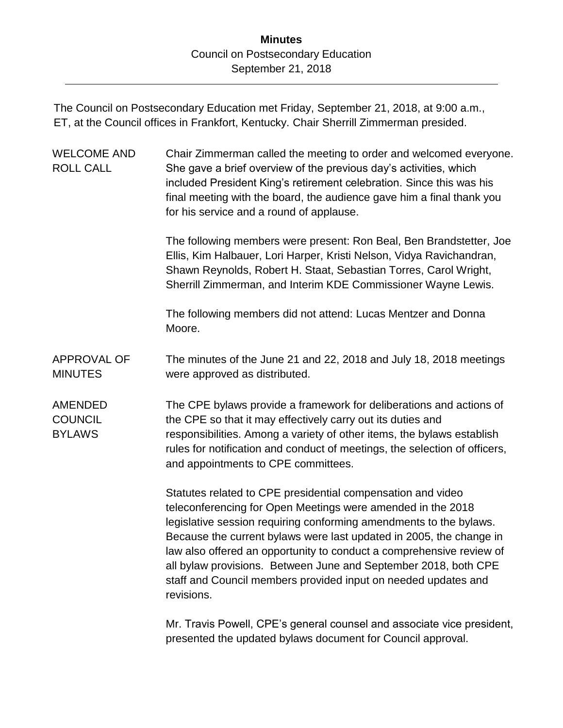# Minutes

Council on Postsecondary Education
September 21, 2018

---

The Council on Postsecondary Education met Friday, September 21, 2018, at 9:00 a.m., ET, at the Council offices in Frankfort, Kentucky. Chair Sherrill Zimmerman presided.

**WELCOME AND ROLL CALL**

Chair Zimmerman called the meeting to order and welcomed everyone. She gave a brief overview of the previous day's activities, which included President King's retirement celebration. Since this was his final meeting with the board, the audience gave him a final thank you for his service and a round of applause.

The following members were present: Ron Beal, Ben Brandstetter, Joe Ellis, Kim Halbauer, Lori Harper, Kristi Nelson, Vidya Ravichandran, Shawn Reynolds, Robert H. Staat, Sebastian Torres, Carol Wright, Sherrill Zimmerman, and Interim KDE Commissioner Wayne Lewis.

The following members did not attend: Lucas Mentzer and Donna Moore.

**APPROVAL OF MINUTES**

The minutes of the June 21 and 22, 2018 and July 18, 2018 meetings were approved as distributed.

**AMENDED COUNCIL BYLAWS**

The CPE bylaws provide a framework for deliberations and actions of the CPE so that it may effectively carry out its duties and responsibilities. Among a variety of other items, the bylaws establish rules for notification and conduct of meetings, the selection of officers, and appointments to CPE committees.

Statutes related to CPE presidential compensation and video teleconferencing for Open Meetings were amended in the 2018 legislative session requiring conforming amendments to the bylaws. Because the current bylaws were last updated in 2005, the change in law also offered an opportunity to conduct a comprehensive review of all bylaw provisions. Between June and September 2018, both CPE staff and Council members provided input on needed updates and revisions.

Mr. Travis Powell, CPE's general counsel and associate vice president, presented the updated bylaws document for Council approval.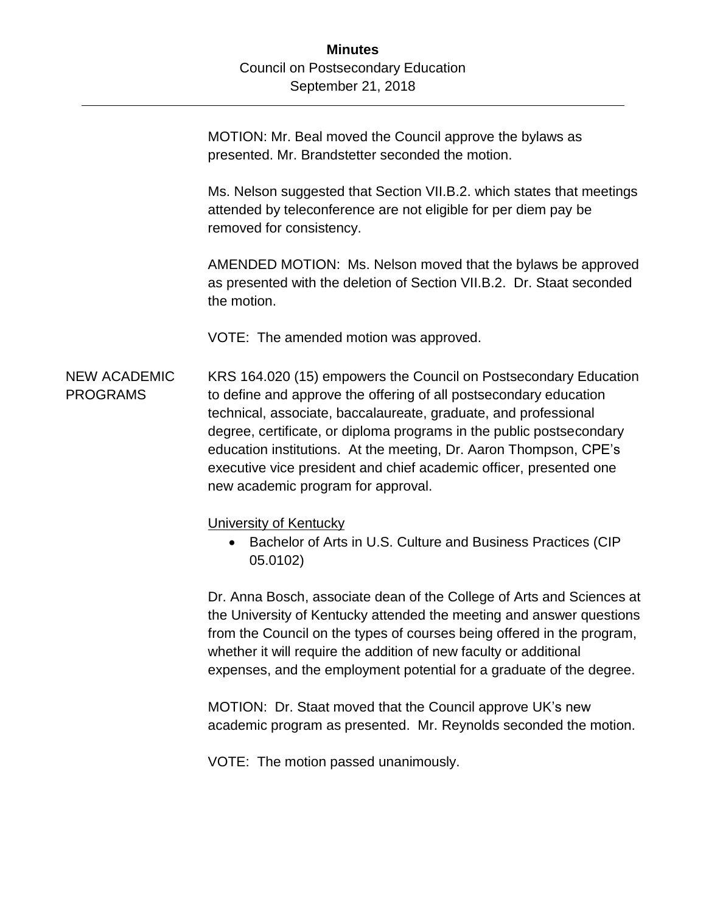MOTION: Mr. Beal moved the Council approve the bylaws as presented. Mr. Brandstetter seconded the motion.

Ms. Nelson suggested that Section VII.B.2. which states that meetings attended by teleconference are not eligible for per diem pay be removed for consistency.

AMENDED MOTION: Ms. Nelson moved that the bylaws be approved as presented with the deletion of Section VII.B.2. Dr. Staat seconded the motion.

VOTE: The amended motion was approved.

## NEW ACADEMIC PROGRAMS

KRS 164.020 (15) empowers the Council on Postsecondary Education to define and approve the offering of all postsecondary education technical, associate, baccalaureate, graduate, and professional degree, certificate, or diploma programs in the public postsecondary education institutions. At the meeting, Dr. Aaron Thompson, CPE's executive vice president and chief academic officer, presented one new academic program for approval.

University of Kentucky

- Bachelor of Arts in U.S. Culture and Business Practices (CIP 05.0102)

Dr. Anna Bosch, associate dean of the College of Arts and Sciences at the University of Kentucky attended the meeting and answer questions from the Council on the types of courses being offered in the program, whether it will require the addition of new faculty or additional expenses, and the employment potential for a graduate of the degree.

MOTION: Dr. Staat moved that the Council approve UK's new academic program as presented. Mr. Reynolds seconded the motion.

VOTE: The motion passed unanimously.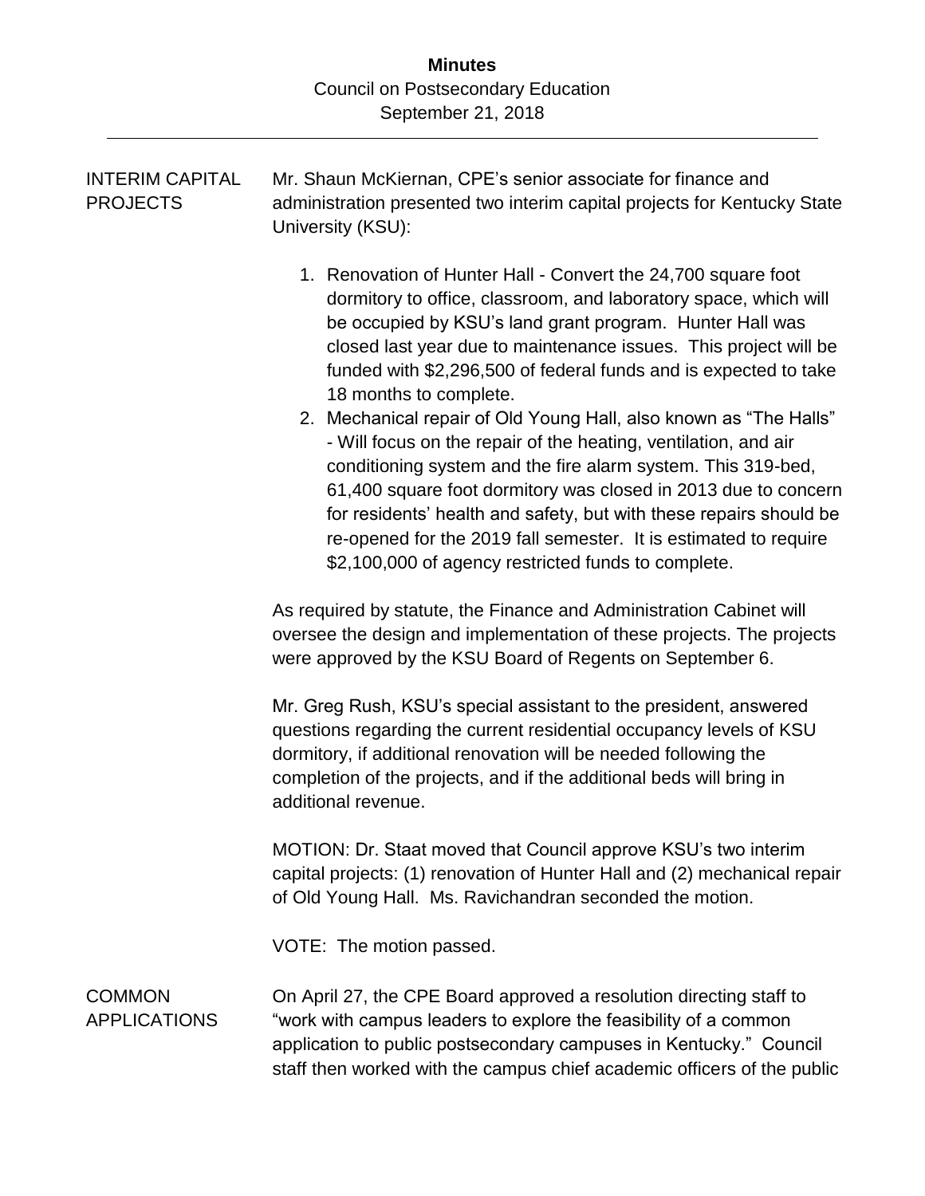## INTERIM CAPITAL PROJECTS

Mr. Shaun McKiernan, CPE's senior associate for finance and administration presented two interim capital projects for Kentucky State University (KSU):

1. Renovation of Hunter Hall - Convert the 24,700 square foot dormitory to office, classroom, and laboratory space, which will be occupied by KSU's land grant program. Hunter Hall was closed last year due to maintenance issues. This project will be funded with $2,296,500 of federal funds and is expected to take 18 months to complete.
2. Mechanical repair of Old Young Hall, also known as "The Halls" - Will focus on the repair of the heating, ventilation, and air conditioning system and the fire alarm system. This 319-bed, 61,400 square foot dormitory was closed in 2013 due to concern for residents' health and safety, but with these repairs should be re-opened for the 2019 fall semester. It is estimated to require $2,100,000 of agency restricted funds to complete.

As required by statute, the Finance and Administration Cabinet will oversee the design and implementation of these projects. The projects were approved by the KSU Board of Regents on September 6.

Mr. Greg Rush, KSU's special assistant to the president, answered questions regarding the current residential occupancy levels of KSU dormitory, if additional renovation will be needed following the completion of the projects, and if the additional beds will bring in additional revenue.

MOTION: Dr. Staat moved that Council approve KSU's two interim capital projects: (1) renovation of Hunter Hall and (2) mechanical repair of Old Young Hall. Ms. Ravichandran seconded the motion.

VOTE: The motion passed.

## COMMON APPLICATIONS

On April 27, the CPE Board approved a resolution directing staff to "work with campus leaders to explore the feasibility of a common application to public postsecondary campuses in Kentucky." Council staff then worked with the campus chief academic officers of the public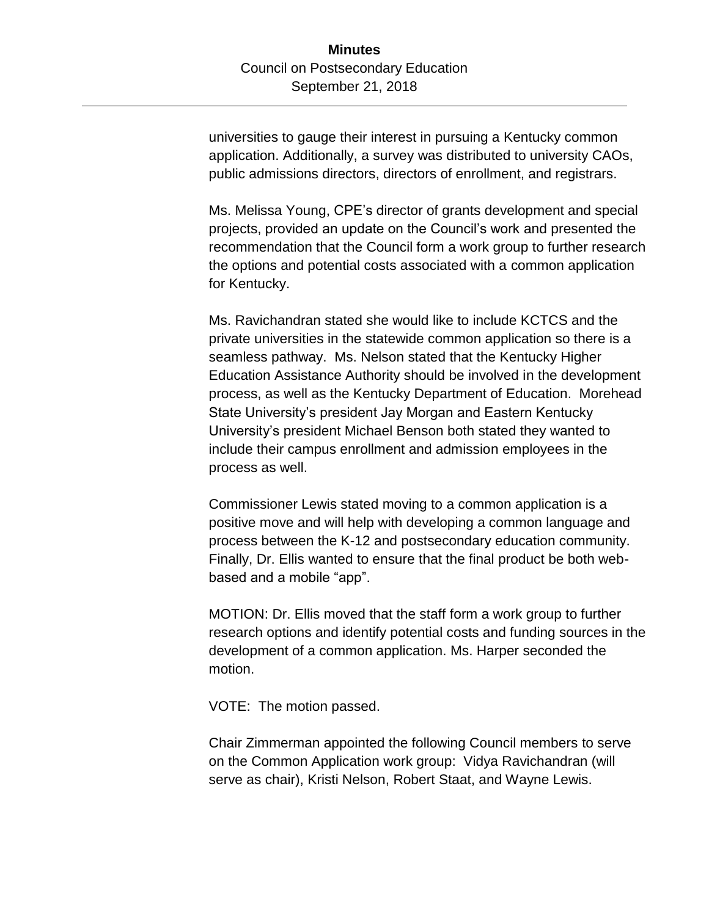universities to gauge their interest in pursuing a Kentucky common application. Additionally, a survey was distributed to university CAOs, public admissions directors, directors of enrollment, and registrars.

Ms. Melissa Young, CPE's director of grants development and special projects, provided an update on the Council's work and presented the recommendation that the Council form a work group to further research the options and potential costs associated with a common application for Kentucky.

Ms. Ravichandran stated she would like to include KCTCS and the private universities in the statewide common application so there is a seamless pathway. Ms. Nelson stated that the Kentucky Higher Education Assistance Authority should be involved in the development process, as well as the Kentucky Department of Education. Morehead State University's president Jay Morgan and Eastern Kentucky University's president Michael Benson both stated they wanted to include their campus enrollment and admission employees in the process as well.

Commissioner Lewis stated moving to a common application is a positive move and will help with developing a common language and process between the K-12 and postsecondary education community. Finally, Dr. Ellis wanted to ensure that the final product be both web-based and a mobile "app".

MOTION: Dr. Ellis moved that the staff form a work group to further research options and identify potential costs and funding sources in the development of a common application. Ms. Harper seconded the motion.

VOTE: The motion passed.

Chair Zimmerman appointed the following Council members to serve on the Common Application work group: Vidya Ravichandran (will serve as chair), Kristi Nelson, Robert Staat, and Wayne Lewis.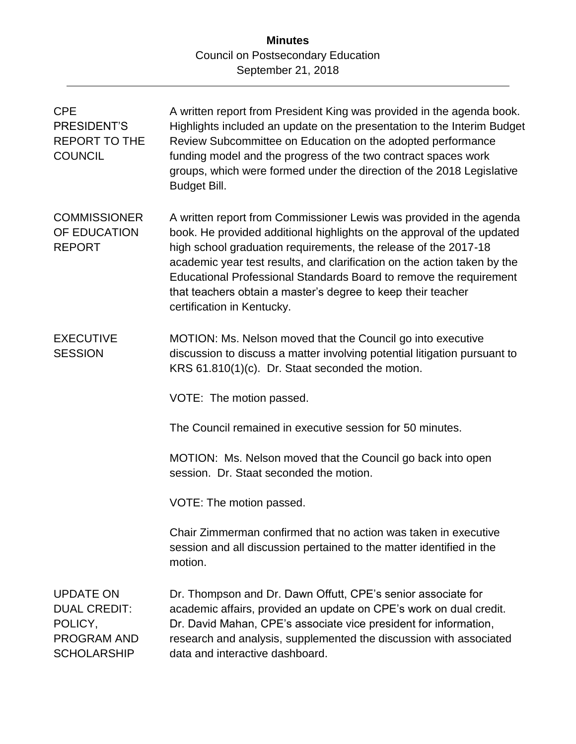**Minutes**

Council on Postsecondary Education

September 21, 2018

---

**CPE PRESIDENT'S REPORT TO THE COUNCIL**

A written report from President King was provided in the agenda book. Highlights included an update on the presentation to the Interim Budget Review Subcommittee on Education on the adopted performance funding model and the progress of the two contract spaces work groups, which were formed under the direction of the 2018 Legislative Budget Bill.

**COMMISSIONER OF EDUCATION REPORT**

A written report from Commissioner Lewis was provided in the agenda book. He provided additional highlights on the approval of the updated high school graduation requirements, the release of the 2017-18 academic year test results, and clarification on the action taken by the Educational Professional Standards Board to remove the requirement that teachers obtain a master's degree to keep their teacher certification in Kentucky.

**EXECUTIVE SESSION**

MOTION: Ms. Nelson moved that the Council go into executive discussion to discuss a matter involving potential litigation pursuant to KRS 61.810(1)(c). Dr. Staat seconded the motion.

VOTE: The motion passed.

The Council remained in executive session for 50 minutes.

MOTION: Ms. Nelson moved that the Council go back into open session. Dr. Staat seconded the motion.

VOTE: The motion passed.

Chair Zimmerman confirmed that no action was taken in executive session and all discussion pertained to the matter identified in the motion.

**UPDATE ON DUAL CREDIT: POLICY, PROGRAM AND SCHOLARSHIP**

Dr. Thompson and Dr. Dawn Offutt, CPE's senior associate for academic affairs, provided an update on CPE's work on dual credit. Dr. David Mahan, CPE's associate vice president for information, research and analysis, supplemented the discussion with associated data and interactive dashboard.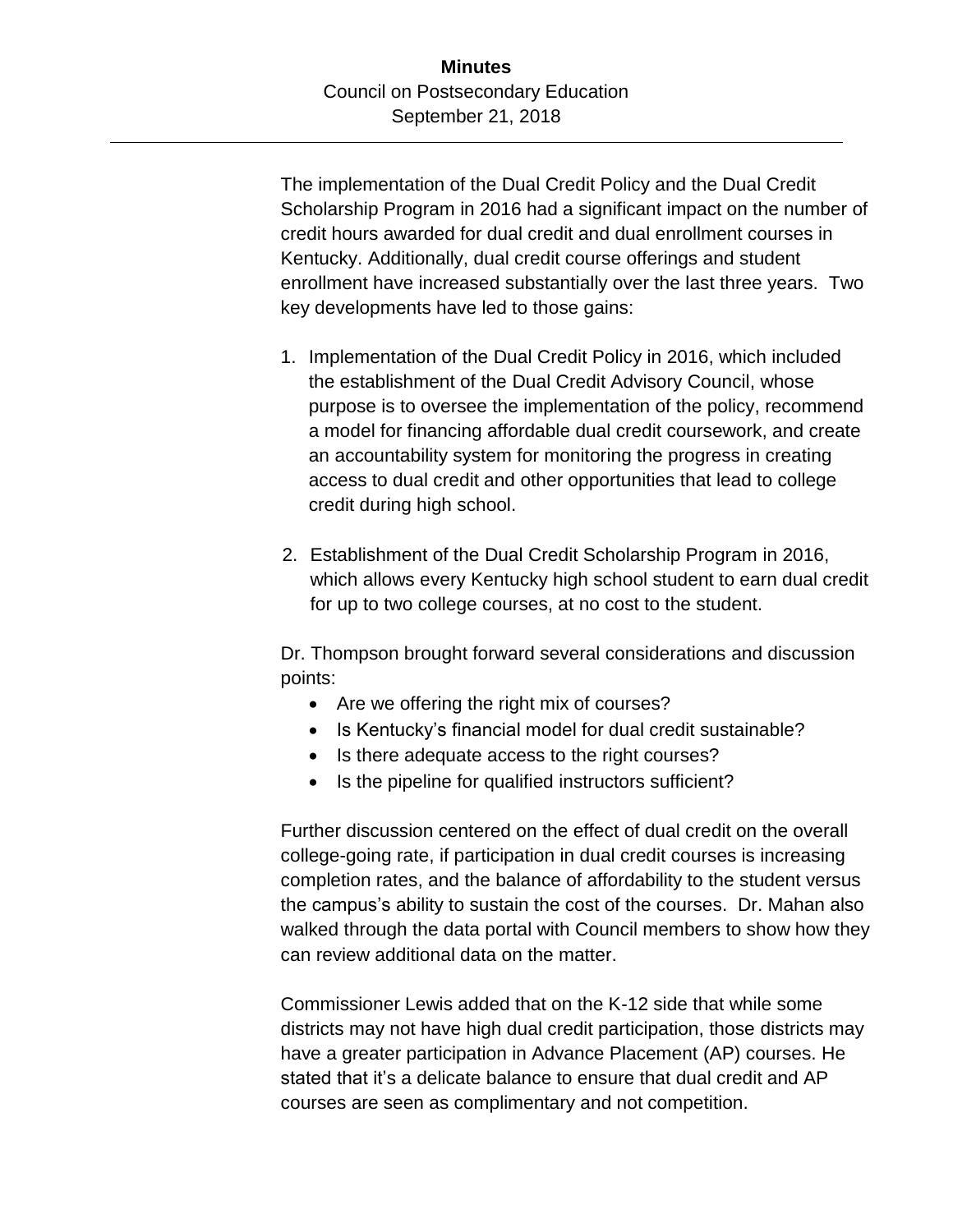The implementation of the Dual Credit Policy and the Dual Credit Scholarship Program in 2016 had a significant impact on the number of credit hours awarded for dual credit and dual enrollment courses in Kentucky. Additionally, dual credit course offerings and student enrollment have increased substantially over the last three years. Two key developments have led to those gains:

1. Implementation of the Dual Credit Policy in 2016, which included the establishment of the Dual Credit Advisory Council, whose purpose is to oversee the implementation of the policy, recommend a model for financing affordable dual credit coursework, and create an accountability system for monitoring the progress in creating access to dual credit and other opportunities that lead to college credit during high school.

2. Establishment of the Dual Credit Scholarship Program in 2016, which allows every Kentucky high school student to earn dual credit for up to two college courses, at no cost to the student.

Dr. Thompson brought forward several considerations and discussion points:

- Are we offering the right mix of courses?
- Is Kentucky's financial model for dual credit sustainable?
- Is there adequate access to the right courses?
- Is the pipeline for qualified instructors sufficient?

Further discussion centered on the effect of dual credit on the overall college-going rate, if participation in dual credit courses is increasing completion rates, and the balance of affordability to the student versus the campus's ability to sustain the cost of the courses. Dr. Mahan also walked through the data portal with Council members to show how they can review additional data on the matter.

Commissioner Lewis added that on the K-12 side that while some districts may not have high dual credit participation, those districts may have a greater participation in Advance Placement (AP) courses. He stated that it's a delicate balance to ensure that dual credit and AP courses are seen as complimentary and not competition.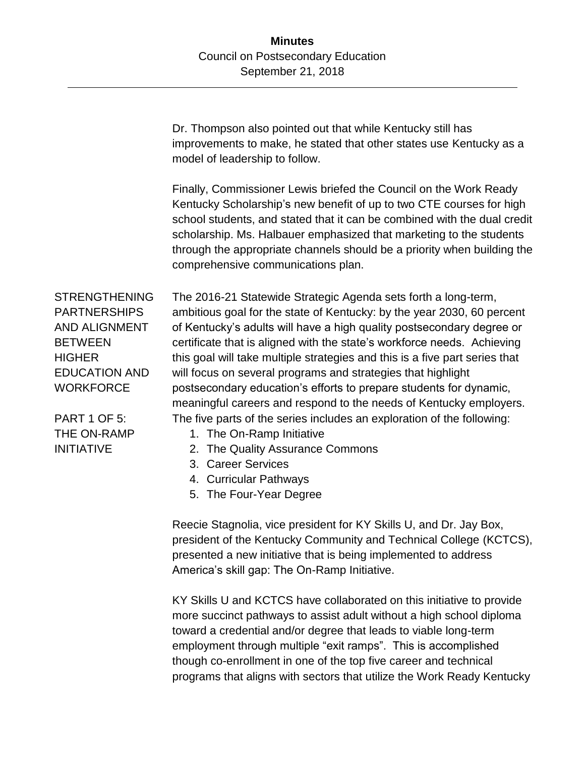Dr. Thompson also pointed out that while Kentucky still has improvements to make, he stated that other states use Kentucky as a model of leadership to follow.

Finally, Commissioner Lewis briefed the Council on the Work Ready Kentucky Scholarship's new benefit of up to two CTE courses for high school students, and stated that it can be combined with the dual credit scholarship. Ms. Halbauer emphasized that marketing to the students through the appropriate channels should be a priority when building the comprehensive communications plan.

**STRENGTHENING PARTNERSHIPS AND ALIGNMENT BETWEEN HIGHER EDUCATION AND WORKFORCE**

**PART 1 OF 5: THE ON-RAMP INITIATIVE**

The 2016-21 Statewide Strategic Agenda sets forth a long-term, ambitious goal for the state of Kentucky: by the year 2030, 60 percent of Kentucky's adults will have a high quality postsecondary degree or certificate that is aligned with the state's workforce needs. Achieving this goal will take multiple strategies and this is a five part series that will focus on several programs and strategies that highlight postsecondary education's efforts to prepare students for dynamic, meaningful careers and respond to the needs of Kentucky employers. The five parts of the series includes an exploration of the following:

1. The On-Ramp Initiative
2. The Quality Assurance Commons
3. Career Services
4. Curricular Pathways
5. The Four-Year Degree

Reecie Stagnolia, vice president for KY Skills U, and Dr. Jay Box, president of the Kentucky Community and Technical College (KCTCS), presented a new initiative that is being implemented to address America's skill gap: The On-Ramp Initiative.

KY Skills U and KCTCS have collaborated on this initiative to provide more succinct pathways to assist adult without a high school diploma toward a credential and/or degree that leads to viable long-term employment through multiple "exit ramps". This is accomplished though co-enrollment in one of the top five career and technical programs that aligns with sectors that utilize the Work Ready Kentucky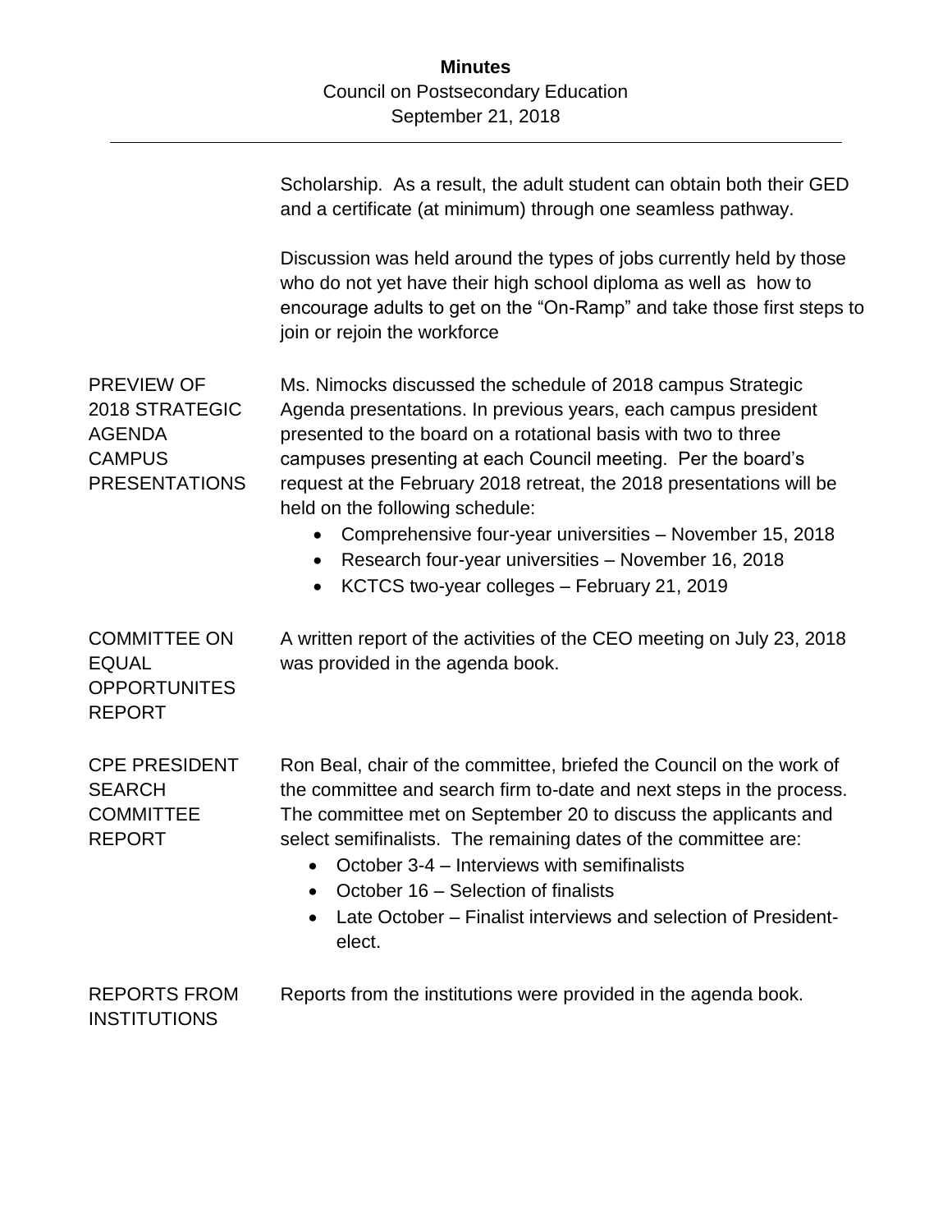Scholarship. As a result, the adult student can obtain both their GED and a certificate (at minimum) through one seamless pathway.

Discussion was held around the types of jobs currently held by those who do not yet have their high school diploma as well as how to encourage adults to get on the "On-Ramp" and take those first steps to join or rejoin the workforce

**PREVIEW OF 2018 STRATEGIC AGENDA CAMPUS PRESENTATIONS**

Ms. Nimocks discussed the schedule of 2018 campus Strategic Agenda presentations. In previous years, each campus president presented to the board on a rotational basis with two to three campuses presenting at each Council meeting. Per the board's request at the February 2018 retreat, the 2018 presentations will be held on the following schedule:

- Comprehensive four-year universities – November 15, 2018
- Research four-year universities – November 16, 2018
- KCTCS two-year colleges – February 21, 2019

**COMMITTEE ON EQUAL OPPORTUNITES REPORT**

A written report of the activities of the CEO meeting on July 23, 2018 was provided in the agenda book.

**CPE PRESIDENT SEARCH COMMITTEE REPORT**

Ron Beal, chair of the committee, briefed the Council on the work of the committee and search firm to-date and next steps in the process. The committee met on September 20 to discuss the applicants and select semifinalists. The remaining dates of the committee are:

- October 3-4 – Interviews with semifinalists
- October 16 – Selection of finalists
- Late October – Finalist interviews and selection of President-elect.

**REPORTS FROM INSTITUTIONS**

Reports from the institutions were provided in the agenda book.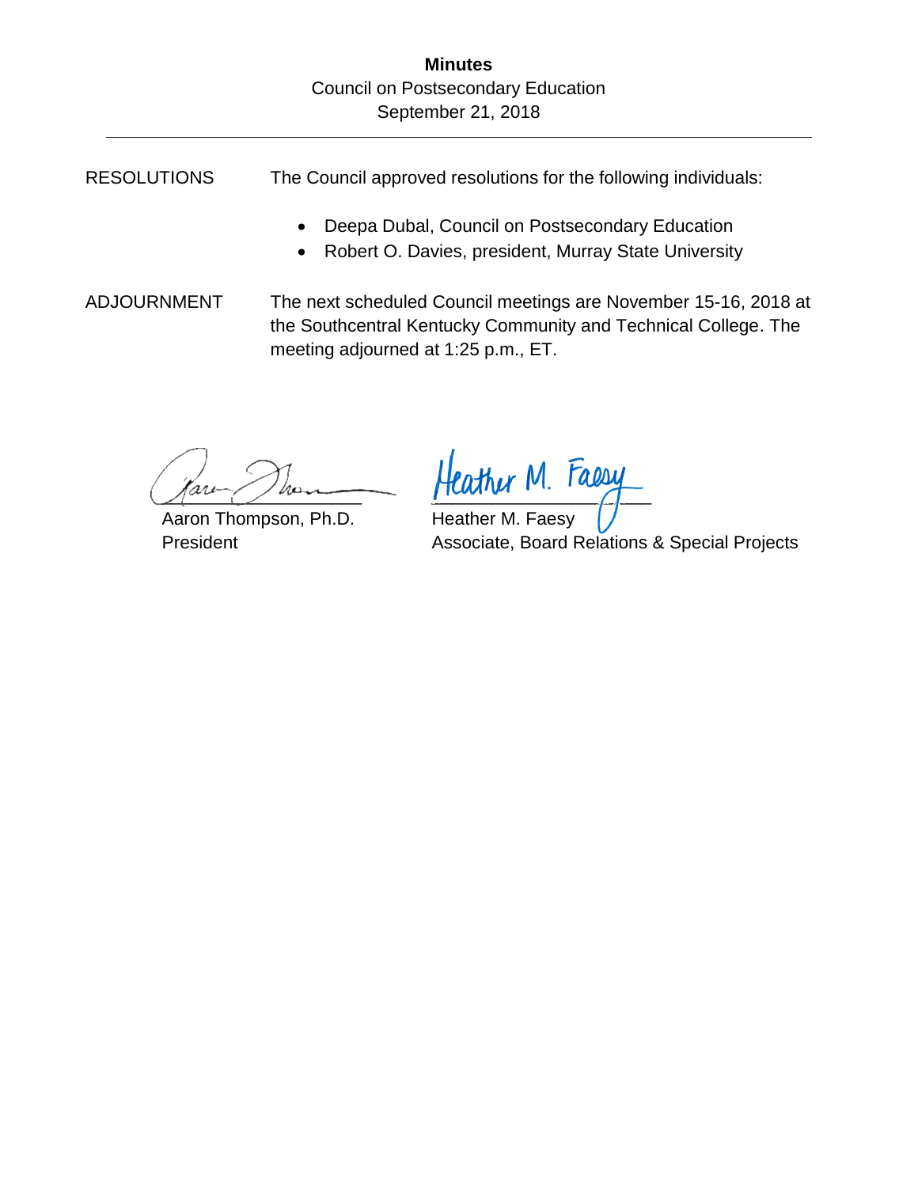**Minutes**
Council on Postsecondary Education
September 21, 2018

---

RESOLUTIONS

The Council approved resolutions for the following individuals:

- Deepa Dubal, Council on Postsecondary Education
- Robert O. Davies, president, Murray State University

ADJOURNMENT

The next scheduled Council meetings are November 15-16, 2018 at the Southcentral Kentucky Community and Technical College. The meeting adjourned at 1:25 p.m., ET.

Aaron Thompson, Ph.D.
President

Heather M. Faesy
Associate, Board Relations & Special Projects